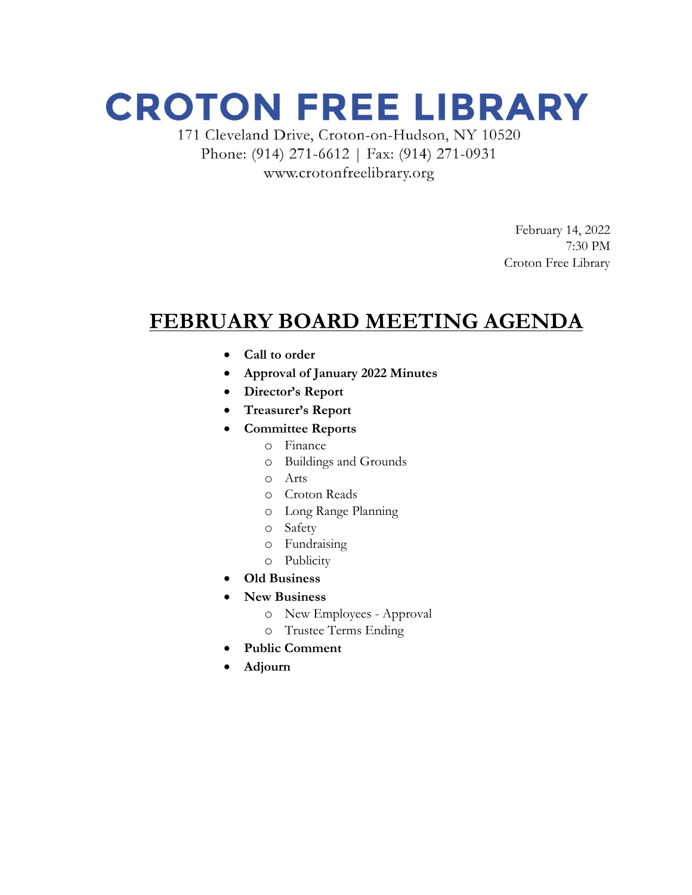# CROTON FREE LIBRARY

171 Cleveland Drive, Croton-on-Hudson, NY 10520
Phone: (914) 271-6612 | Fax: (914) 271-0931
www.crotonfreelibrary.org

February 14, 2022
7:30 PM
Croton Free Library

## FEBRUARY BOARD MEETING AGENDA

- **Call to order**
- **Approval of January 2022 Minutes**
- **Director's Report**
- **Treasurer's Report**
- **Committee Reports**
  - Finance
  - Buildings and Grounds
  - Arts
  - Croton Reads
  - Long Range Planning
  - Safety
  - Fundraising
  - Publicity
- **Old Business**
- **New Business**
  - New Employees - Approval
  - Trustee Terms Ending
- **Public Comment**
- **Adjourn**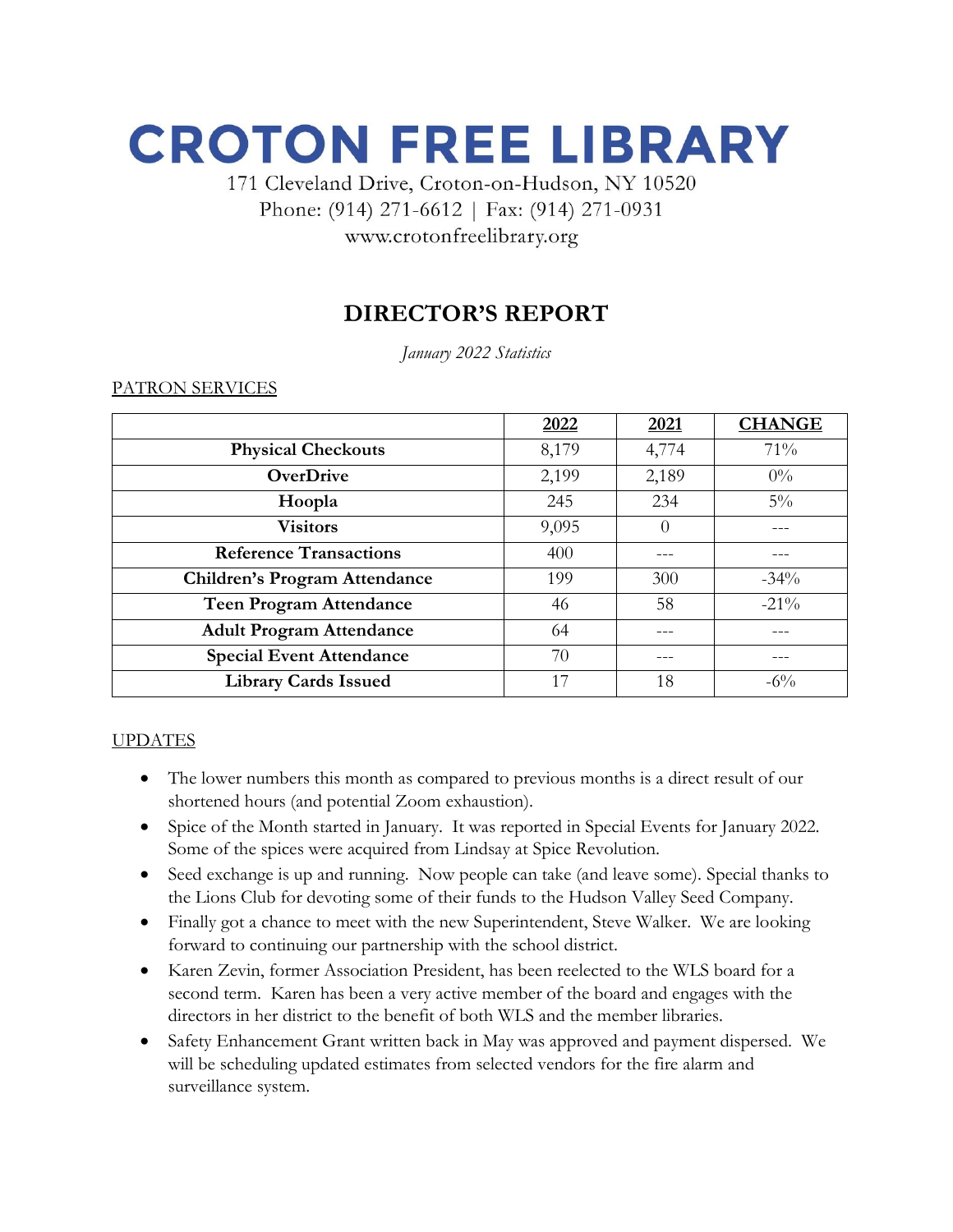# CROTON FREE LIBRARY

171 Cleveland Drive, Croton-on-Hudson, NY 10520
Phone: (914) 271-6612 | Fax: (914) 271-0931
www.crotonfreelibrary.org

## DIRECTOR'S REPORT

*January 2022 Statistics*

PATRON SERVICES

| | 2022 | 2021 | CHANGE |
|---|---|---|---|
| **Physical Checkouts** | 8,179 | 4,774 | 71% |
| **OverDrive** | 2,199 | 2,189 | 0% |
| **Hoopla** | 245 | 234 | 5% |
| **Visitors** | 9,095 | 0 | --- |
| **Reference Transactions** | 400 | --- | --- |
| **Children's Program Attendance** | 199 | 300 | -34% |
| **Teen Program Attendance** | 46 | 58 | -21% |
| **Adult Program Attendance** | 64 | --- | --- |
| **Special Event Attendance** | 70 | --- | --- |
| **Library Cards Issued** | 17 | 18 | -6% |

UPDATES

- The lower numbers this month as compared to previous months is a direct result of our shortened hours (and potential Zoom exhaustion).
- Spice of the Month started in January. It was reported in Special Events for January 2022. Some of the spices were acquired from Lindsay at Spice Revolution.
- Seed exchange is up and running. Now people can take (and leave some). Special thanks to the Lions Club for devoting some of their funds to the Hudson Valley Seed Company.
- Finally got a chance to meet with the new Superintendent, Steve Walker. We are looking forward to continuing our partnership with the school district.
- Karen Zevin, former Association President, has been reelected to the WLS board for a second term. Karen has been a very active member of the board and engages with the directors in her district to the benefit of both WLS and the member libraries.
- Safety Enhancement Grant written back in May was approved and payment dispersed. We will be scheduling updated estimates from selected vendors for the fire alarm and surveillance system.